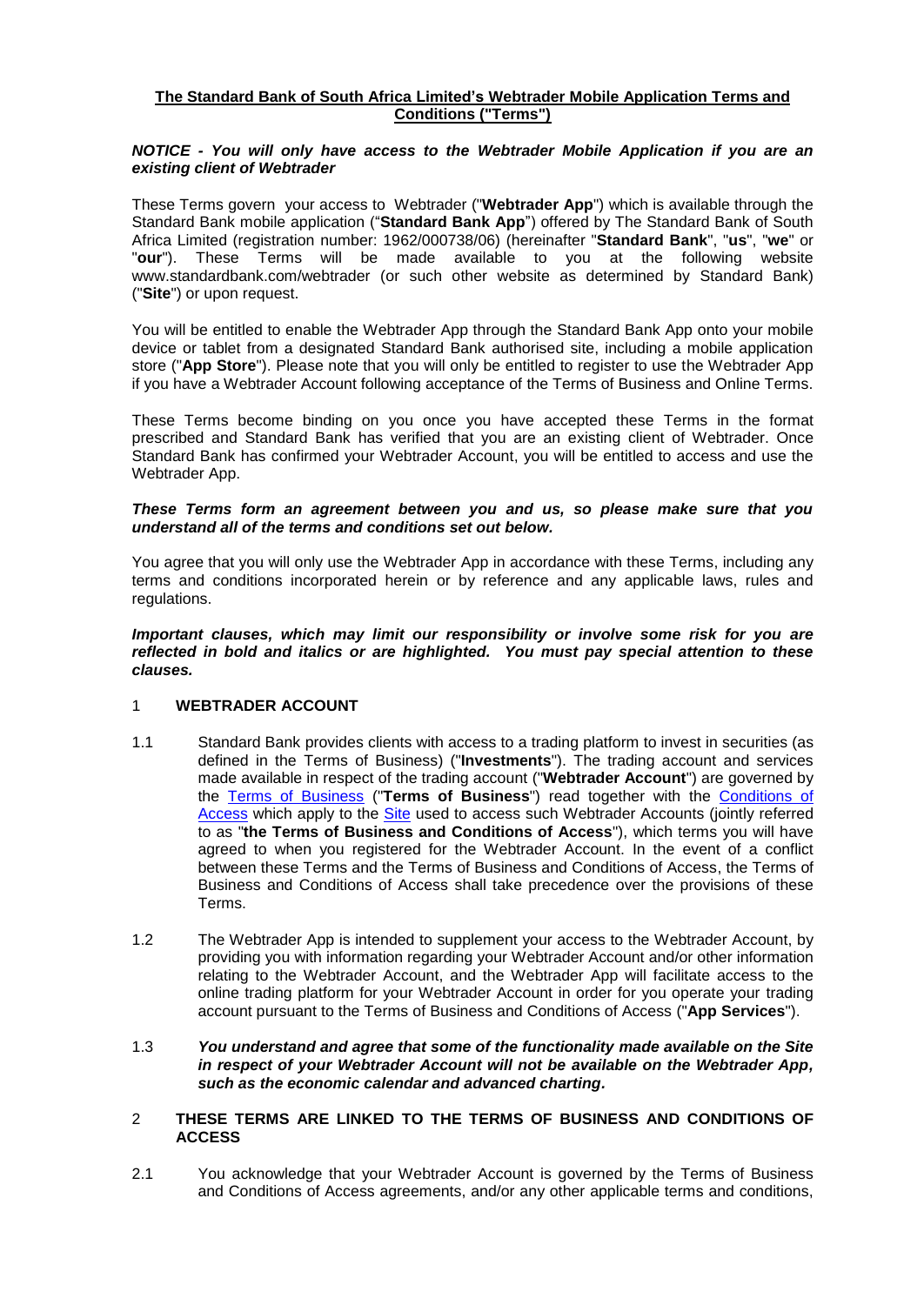**The Standard Bank of South Africa Limited's Webtrader Mobile Application Terms and Conditions ("Terms")**

***NOTICE - You will only have access to the Webtrader Mobile Application if you are an existing client of Webtrader***

These Terms govern your access to Webtrader ("**Webtrader App**") which is available through the Standard Bank mobile application ("**Standard Bank App**") offered by The Standard Bank of South Africa Limited (registration number: 1962/000738/06) (hereinafter "**Standard Bank**", "**us**", "**we**" or "**our**"). These Terms will be made available to you at the following website www.standardbank.com/webtrader (or such other website as determined by Standard Bank) ("**Site**") or upon request.

You will be entitled to enable the Webtrader App through the Standard Bank App onto your mobile device or tablet from a designated Standard Bank authorised site, including a mobile application store ("**App Store**"). Please note that you will only be entitled to register to use the Webtrader App if you have a Webtrader Account following acceptance of the Terms of Business and Online Terms.

These Terms become binding on you once you have accepted these Terms in the format prescribed and Standard Bank has verified that you are an existing client of Webtrader. Once Standard Bank has confirmed your Webtrader Account, you will be entitled to access and use the Webtrader App.

***These Terms form an agreement between you and us, so please make sure that you understand all of the terms and conditions set out below.***

You agree that you will only use the Webtrader App in accordance with these Terms, including any terms and conditions incorporated herein or by reference and any applicable laws, rules and regulations.

***Important clauses, which may limit our responsibility or involve some risk for you are reflected in bold and italics or are highlighted. You must pay special attention to these clauses.***

## 1 WEBTRADER ACCOUNT

1.1 Standard Bank provides clients with access to a trading platform to invest in securities (as defined in the Terms of Business) ("**Investments**"). The trading account and services made available in respect of the trading account ("**Webtrader Account**") are governed by the Terms of Business ("**Terms of Business**") read together with the Conditions of Access which apply to the Site used to access such Webtrader Accounts (jointly referred to as "**the Terms of Business and Conditions of Access**"), which terms you will have agreed to when you registered for the Webtrader Account. In the event of a conflict between these Terms and the Terms of Business and Conditions of Access, the Terms of Business and Conditions of Access shall take precedence over the provisions of these Terms.

1.2 The Webtrader App is intended to supplement your access to the Webtrader Account, by providing you with information regarding your Webtrader Account and/or other information relating to the Webtrader Account, and the Webtrader App will facilitate access to the online trading platform for your Webtrader Account in order for you operate your trading account pursuant to the Terms of Business and Conditions of Access ("**App Services**").

1.3 ***You understand and agree that some of the functionality made available on the Site in respect of your Webtrader Account will not be available on the Webtrader App, such as the economic calendar and advanced charting.***

## 2 THESE TERMS ARE LINKED TO THE TERMS OF BUSINESS AND CONDITIONS OF ACCESS

2.1 You acknowledge that your Webtrader Account is governed by the Terms of Business and Conditions of Access agreements, and/or any other applicable terms and conditions,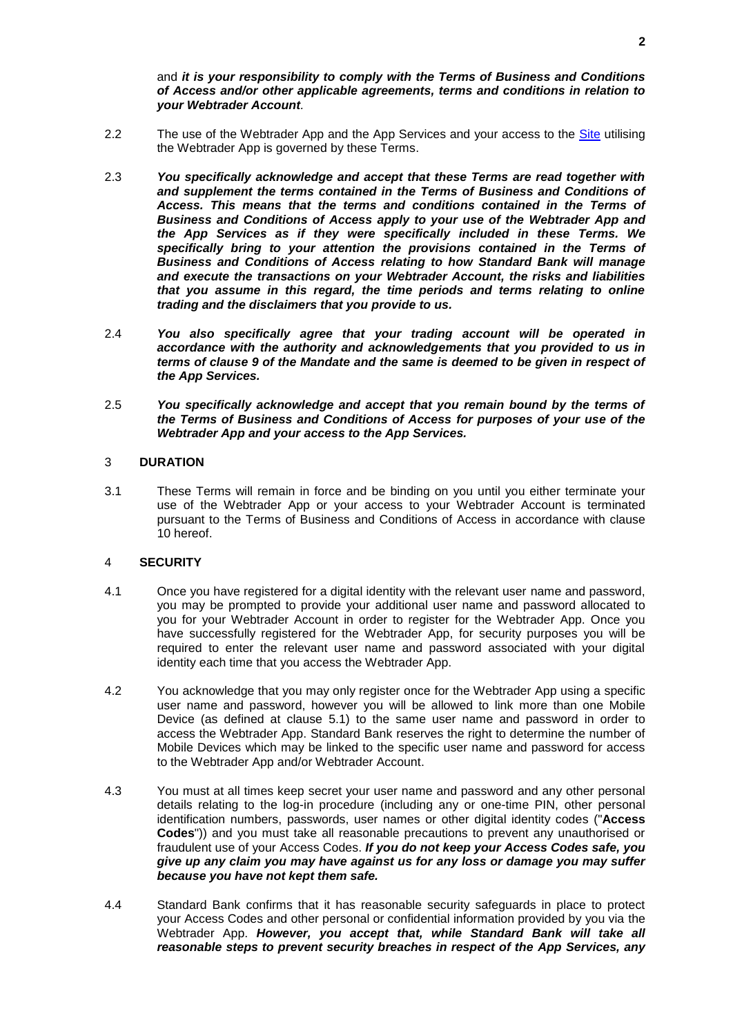and ***it is your responsibility to comply with the Terms of Business and Conditions of Access and/or other applicable agreements, terms and conditions in relation to your Webtrader Account***.

2.2 The use of the Webtrader App and the App Services and your access to the Site utilising the Webtrader App is governed by these Terms.

2.3 ***You specifically acknowledge and accept that these Terms are read together with and supplement the terms contained in the Terms of Business and Conditions of Access. This means that the terms and conditions contained in the Terms of Business and Conditions of Access apply to your use of the Webtrader App and the App Services as if they were specifically included in these Terms. We specifically bring to your attention the provisions contained in the Terms of Business and Conditions of Access relating to how Standard Bank will manage and execute the transactions on your Webtrader Account, the risks and liabilities that you assume in this regard, the time periods and terms relating to online trading and the disclaimers that you provide to us.***

2.4 ***You also specifically agree that your trading account will be operated in accordance with the authority and acknowledgements that you provided to us in terms of clause 9 of the Mandate and the same is deemed to be given in respect of the App Services.***

2.5 ***You specifically acknowledge and accept that you remain bound by the terms of the Terms of Business and Conditions of Access for purposes of your use of the Webtrader App and your access to the App Services.***

## 3 DURATION

3.1 These Terms will remain in force and be binding on you until you either terminate your use of the Webtrader App or your access to your Webtrader Account is terminated pursuant to the Terms of Business and Conditions of Access in accordance with clause 10 hereof.

## 4 SECURITY

4.1 Once you have registered for a digital identity with the relevant user name and password, you may be prompted to provide your additional user name and password allocated to you for your Webtrader Account in order to register for the Webtrader App. Once you have successfully registered for the Webtrader App, for security purposes you will be required to enter the relevant user name and password associated with your digital identity each time that you access the Webtrader App.

4.2 You acknowledge that you may only register once for the Webtrader App using a specific user name and password, however you will be allowed to link more than one Mobile Device (as defined at clause 5.1) to the same user name and password in order to access the Webtrader App. Standard Bank reserves the right to determine the number of Mobile Devices which may be linked to the specific user name and password for access to the Webtrader App and/or Webtrader Account.

4.3 You must at all times keep secret your user name and password and any other personal details relating to the log-in procedure (including any or one-time PIN, other personal identification numbers, passwords, user names or other digital identity codes ("**Access Codes**")) and you must take all reasonable precautions to prevent any unauthorised or fraudulent use of your Access Codes. ***If you do not keep your Access Codes safe, you give up any claim you may have against us for any loss or damage you may suffer because you have not kept them safe.***

4.4 Standard Bank confirms that it has reasonable security safeguards in place to protect your Access Codes and other personal or confidential information provided by you via the Webtrader App. ***However, you accept that, while Standard Bank will take all reasonable steps to prevent security breaches in respect of the App Services, any***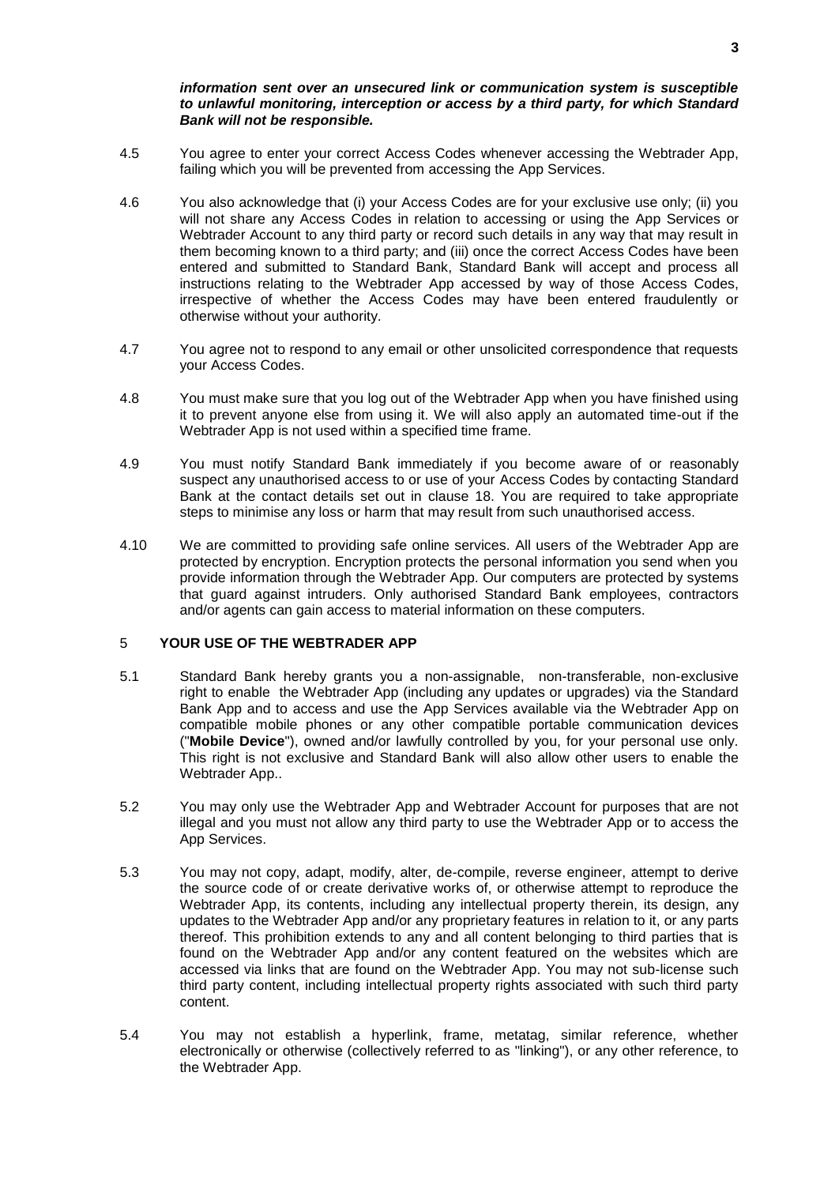***information sent over an unsecured link or communication system is susceptible to unlawful monitoring, interception or access by a third party, for which Standard Bank will not be responsible.***

4.5 You agree to enter your correct Access Codes whenever accessing the Webtrader App, failing which you will be prevented from accessing the App Services.

4.6 You also acknowledge that (i) your Access Codes are for your exclusive use only; (ii) you will not share any Access Codes in relation to accessing or using the App Services or Webtrader Account to any third party or record such details in any way that may result in them becoming known to a third party; and (iii) once the correct Access Codes have been entered and submitted to Standard Bank, Standard Bank will accept and process all instructions relating to the Webtrader App accessed by way of those Access Codes, irrespective of whether the Access Codes may have been entered fraudulently or otherwise without your authority.

4.7 You agree not to respond to any email or other unsolicited correspondence that requests your Access Codes.

4.8 You must make sure that you log out of the Webtrader App when you have finished using it to prevent anyone else from using it. We will also apply an automated time-out if the Webtrader App is not used within a specified time frame.

4.9 You must notify Standard Bank immediately if you become aware of or reasonably suspect any unauthorised access to or use of your Access Codes by contacting Standard Bank at the contact details set out in clause 18. You are required to take appropriate steps to minimise any loss or harm that may result from such unauthorised access.

4.10 We are committed to providing safe online services. All users of the Webtrader App are protected by encryption. Encryption protects the personal information you send when you provide information through the Webtrader App. Our computers are protected by systems that guard against intruders. Only authorised Standard Bank employees, contractors and/or agents can gain access to material information on these computers.

## 5 YOUR USE OF THE WEBTRADER APP

5.1 Standard Bank hereby grants you a non-assignable, non-transferable, non-exclusive right to enable the Webtrader App (including any updates or upgrades) via the Standard Bank App and to access and use the App Services available via the Webtrader App on compatible mobile phones or any other compatible portable communication devices ("**Mobile Device**"), owned and/or lawfully controlled by you, for your personal use only. This right is not exclusive and Standard Bank will also allow other users to enable the Webtrader App..

5.2 You may only use the Webtrader App and Webtrader Account for purposes that are not illegal and you must not allow any third party to use the Webtrader App or to access the App Services.

5.3 You may not copy, adapt, modify, alter, de-compile, reverse engineer, attempt to derive the source code of or create derivative works of, or otherwise attempt to reproduce the Webtrader App, its contents, including any intellectual property therein, its design, any updates to the Webtrader App and/or any proprietary features in relation to it, or any parts thereof. This prohibition extends to any and all content belonging to third parties that is found on the Webtrader App and/or any content featured on the websites which are accessed via links that are found on the Webtrader App. You may not sub-license such third party content, including intellectual property rights associated with such third party content.

5.4 You may not establish a hyperlink, frame, metatag, similar reference, whether electronically or otherwise (collectively referred to as "linking"), or any other reference, to the Webtrader App.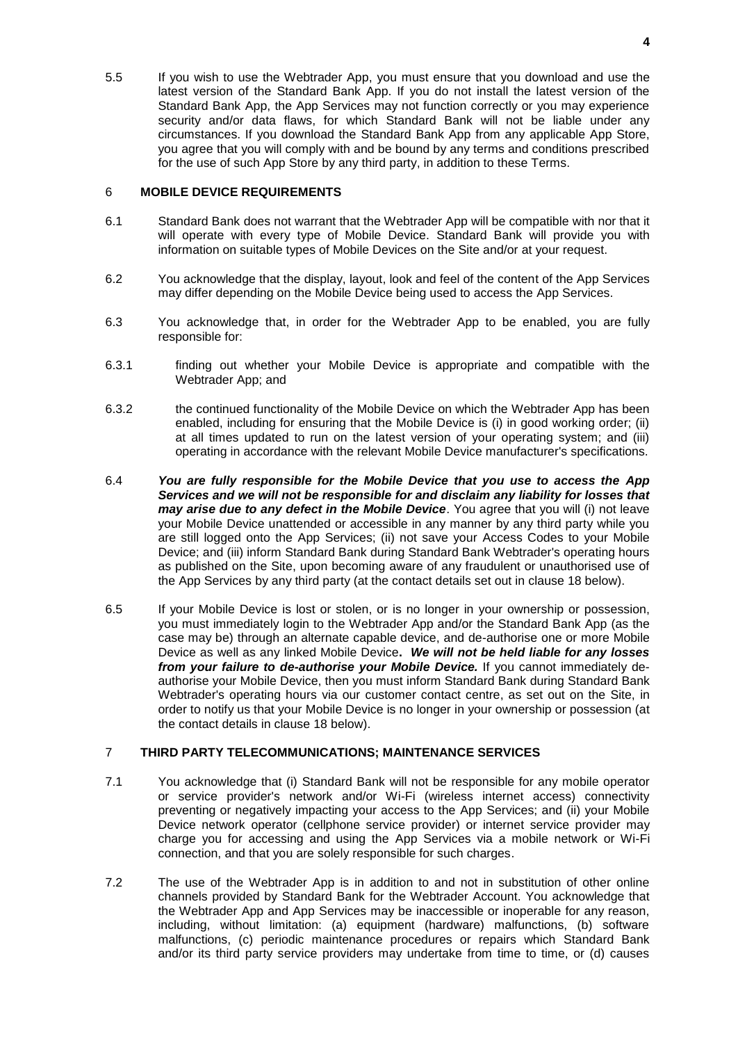5.5 If you wish to use the Webtrader App, you must ensure that you download and use the latest version of the Standard Bank App. If you do not install the latest version of the Standard Bank App, the App Services may not function correctly or you may experience security and/or data flaws, for which Standard Bank will not be liable under any circumstances. If you download the Standard Bank App from any applicable App Store, you agree that you will comply with and be bound by any terms and conditions prescribed for the use of such App Store by any third party, in addition to these Terms.

## 6 **MOBILE DEVICE REQUIREMENTS**

6.1 Standard Bank does not warrant that the Webtrader App will be compatible with nor that it will operate with every type of Mobile Device. Standard Bank will provide you with information on suitable types of Mobile Devices on the Site and/or at your request.

6.2 You acknowledge that the display, layout, look and feel of the content of the App Services may differ depending on the Mobile Device being used to access the App Services.

6.3 You acknowledge that, in order for the Webtrader App to be enabled, you are fully responsible for:

6.3.1 finding out whether your Mobile Device is appropriate and compatible with the Webtrader App; and

6.3.2 the continued functionality of the Mobile Device on which the Webtrader App has been enabled, including for ensuring that the Mobile Device is (i) in good working order; (ii) at all times updated to run on the latest version of your operating system; and (iii) operating in accordance with the relevant Mobile Device manufacturer's specifications.

6.4 ***You are fully responsible for the Mobile Device that you use to access the App Services and we will not be responsible for and disclaim any liability for losses that may arise due to any defect in the Mobile Device***. You agree that you will (i) not leave your Mobile Device unattended or accessible in any manner by any third party while you are still logged onto the App Services; (ii) not save your Access Codes to your Mobile Device; and (iii) inform Standard Bank during Standard Bank Webtrader's operating hours as published on the Site, upon becoming aware of any fraudulent or unauthorised use of the App Services by any third party (at the contact details set out in clause 18 below).

6.5 If your Mobile Device is lost or stolen, or is no longer in your ownership or possession, you must immediately login to the Webtrader App and/or the Standard Bank App (as the case may be) through an alternate capable device, and de-authorise one or more Mobile Device as well as any linked Mobile Device**.** ***We will not be held liable for any losses from your failure to de-authorise your Mobile Device.*** If you cannot immediately de-authorise your Mobile Device, then you must inform Standard Bank during Standard Bank Webtrader's operating hours via our customer contact centre, as set out on the Site, in order to notify us that your Mobile Device is no longer in your ownership or possession (at the contact details in clause 18 below).

## 7 **THIRD PARTY TELECOMMUNICATIONS; MAINTENANCE SERVICES**

7.1 You acknowledge that (i) Standard Bank will not be responsible for any mobile operator or service provider's network and/or Wi-Fi (wireless internet access) connectivity preventing or negatively impacting your access to the App Services; and (ii) your Mobile Device network operator (cellphone service provider) or internet service provider may charge you for accessing and using the App Services via a mobile network or Wi-Fi connection, and that you are solely responsible for such charges.

7.2 The use of the Webtrader App is in addition to and not in substitution of other online channels provided by Standard Bank for the Webtrader Account. You acknowledge that the Webtrader App and App Services may be inaccessible or inoperable for any reason, including, without limitation: (a) equipment (hardware) malfunctions, (b) software malfunctions, (c) periodic maintenance procedures or repairs which Standard Bank and/or its third party service providers may undertake from time to time, or (d) causes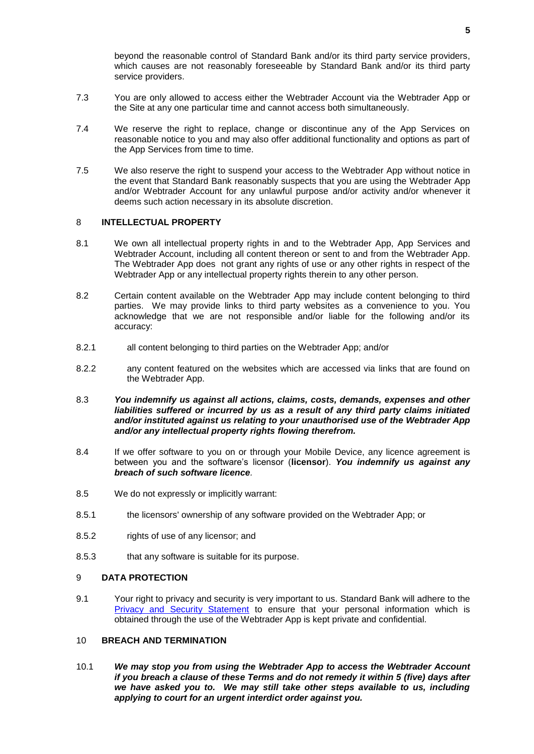beyond the reasonable control of Standard Bank and/or its third party service providers, which causes are not reasonably foreseeable by Standard Bank and/or its third party service providers.

7.3 You are only allowed to access either the Webtrader Account via the Webtrader App or the Site at any one particular time and cannot access both simultaneously.

7.4 We reserve the right to replace, change or discontinue any of the App Services on reasonable notice to you and may also offer additional functionality and options as part of the App Services from time to time.

7.5 We also reserve the right to suspend your access to the Webtrader App without notice in the event that Standard Bank reasonably suspects that you are using the Webtrader App and/or Webtrader Account for any unlawful purpose and/or activity and/or whenever it deems such action necessary in its absolute discretion.

## 8 INTELLECTUAL PROPERTY

8.1 We own all intellectual property rights in and to the Webtrader App, App Services and Webtrader Account, including all content thereon or sent to and from the Webtrader App. The Webtrader App does not grant any rights of use or any other rights in respect of the Webtrader App or any intellectual property rights therein to any other person.

8.2 Certain content available on the Webtrader App may include content belonging to third parties. We may provide links to third party websites as a convenience to you. You acknowledge that we are not responsible and/or liable for the following and/or its accuracy:

8.2.1 all content belonging to third parties on the Webtrader App; and/or

8.2.2 any content featured on the websites which are accessed via links that are found on the Webtrader App.

8.3 ***You indemnify us against all actions, claims, costs, demands, expenses and other liabilities suffered or incurred by us as a result of any third party claims initiated and/or instituted against us relating to your unauthorised use of the Webtrader App and/or any intellectual property rights flowing therefrom.***

8.4 If we offer software to you on or through your Mobile Device, any licence agreement is between you and the software's licensor (**licensor**). ***You indemnify us against any breach of such software licence***.

8.5 We do not expressly or implicitly warrant:

8.5.1 the licensors' ownership of any software provided on the Webtrader App; or

8.5.2 rights of use of any licensor; and

8.5.3 that any software is suitable for its purpose.

## 9 DATA PROTECTION

9.1 Your right to privacy and security is very important to us. Standard Bank will adhere to the Privacy and Security Statement to ensure that your personal information which is obtained through the use of the Webtrader App is kept private and confidential.

## 10 BREACH AND TERMINATION

10.1 ***We may stop you from using the Webtrader App to access the Webtrader Account if you breach a clause of these Terms and do not remedy it within 5 (five) days after we have asked you to. We may still take other steps available to us, including applying to court for an urgent interdict order against you.***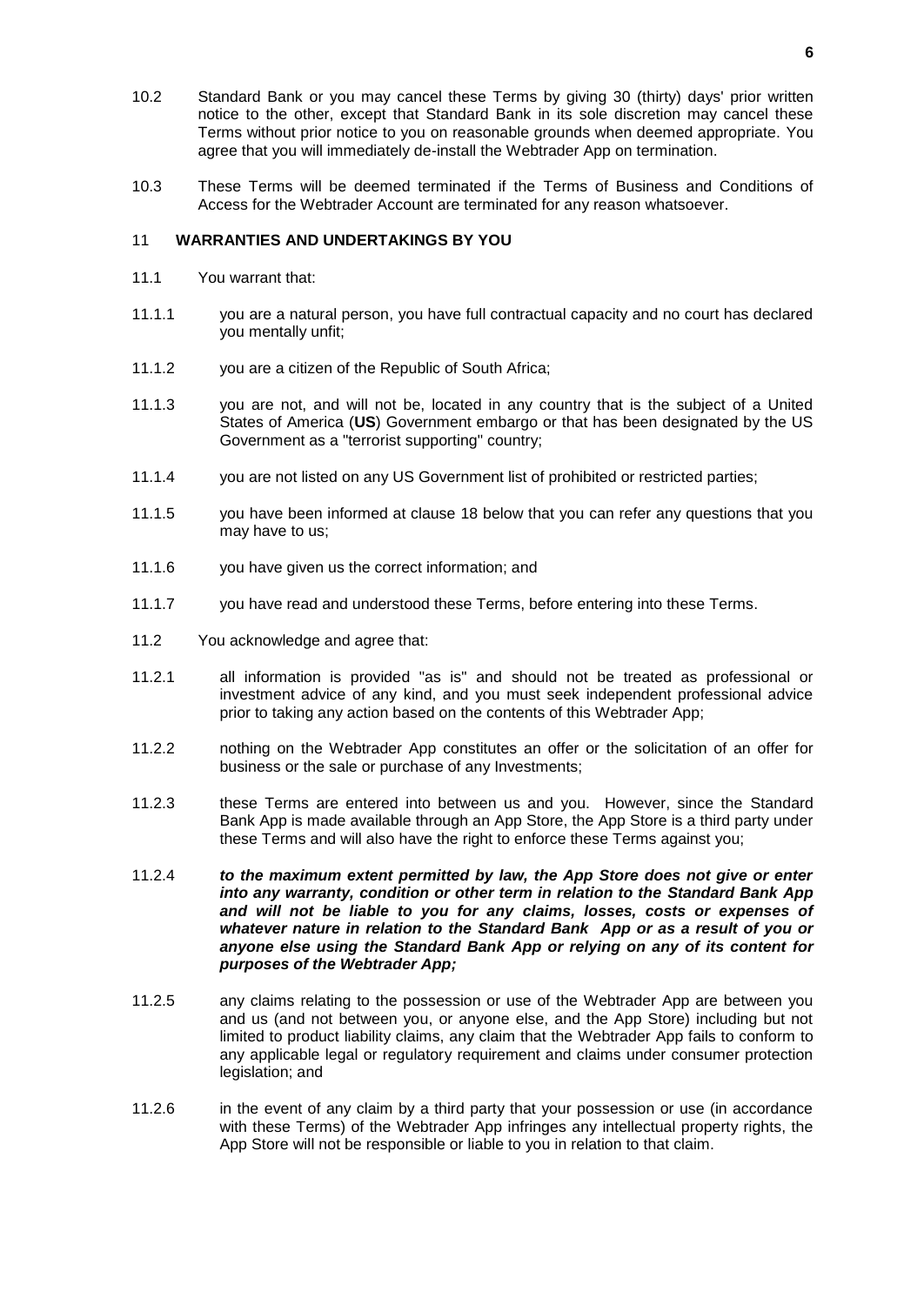10.2 Standard Bank or you may cancel these Terms by giving 30 (thirty) days' prior written notice to the other, except that Standard Bank in its sole discretion may cancel these Terms without prior notice to you on reasonable grounds when deemed appropriate. You agree that you will immediately de-install the Webtrader App on termination.

10.3 These Terms will be deemed terminated if the Terms of Business and Conditions of Access for the Webtrader Account are terminated for any reason whatsoever.

## 11 WARRANTIES AND UNDERTAKINGS BY YOU

11.1 You warrant that:

11.1.1 you are a natural person, you have full contractual capacity and no court has declared you mentally unfit;

11.1.2 you are a citizen of the Republic of South Africa;

11.1.3 you are not, and will not be, located in any country that is the subject of a United States of America (**US**) Government embargo or that has been designated by the US Government as a "terrorist supporting" country;

11.1.4 you are not listed on any US Government list of prohibited or restricted parties;

11.1.5 you have been informed at clause 18 below that you can refer any questions that you may have to us;

11.1.6 you have given us the correct information; and

11.1.7 you have read and understood these Terms, before entering into these Terms.

11.2 You acknowledge and agree that:

11.2.1 all information is provided "as is" and should not be treated as professional or investment advice of any kind, and you must seek independent professional advice prior to taking any action based on the contents of this Webtrader App;

11.2.2 nothing on the Webtrader App constitutes an offer or the solicitation of an offer for business or the sale or purchase of any Investments;

11.2.3 these Terms are entered into between us and you. However, since the Standard Bank App is made available through an App Store, the App Store is a third party under these Terms and will also have the right to enforce these Terms against you;

11.2.4 ***to the maximum extent permitted by law, the App Store does not give or enter into any warranty, condition or other term in relation to the Standard Bank App and will not be liable to you for any claims, losses, costs or expenses of whatever nature in relation to the Standard Bank App or as a result of you or anyone else using the Standard Bank App or relying on any of its content for purposes of the Webtrader App;***

11.2.5 any claims relating to the possession or use of the Webtrader App are between you and us (and not between you, or anyone else, and the App Store) including but not limited to product liability claims, any claim that the Webtrader App fails to conform to any applicable legal or regulatory requirement and claims under consumer protection legislation; and

11.2.6 in the event of any claim by a third party that your possession or use (in accordance with these Terms) of the Webtrader App infringes any intellectual property rights, the App Store will not be responsible or liable to you in relation to that claim.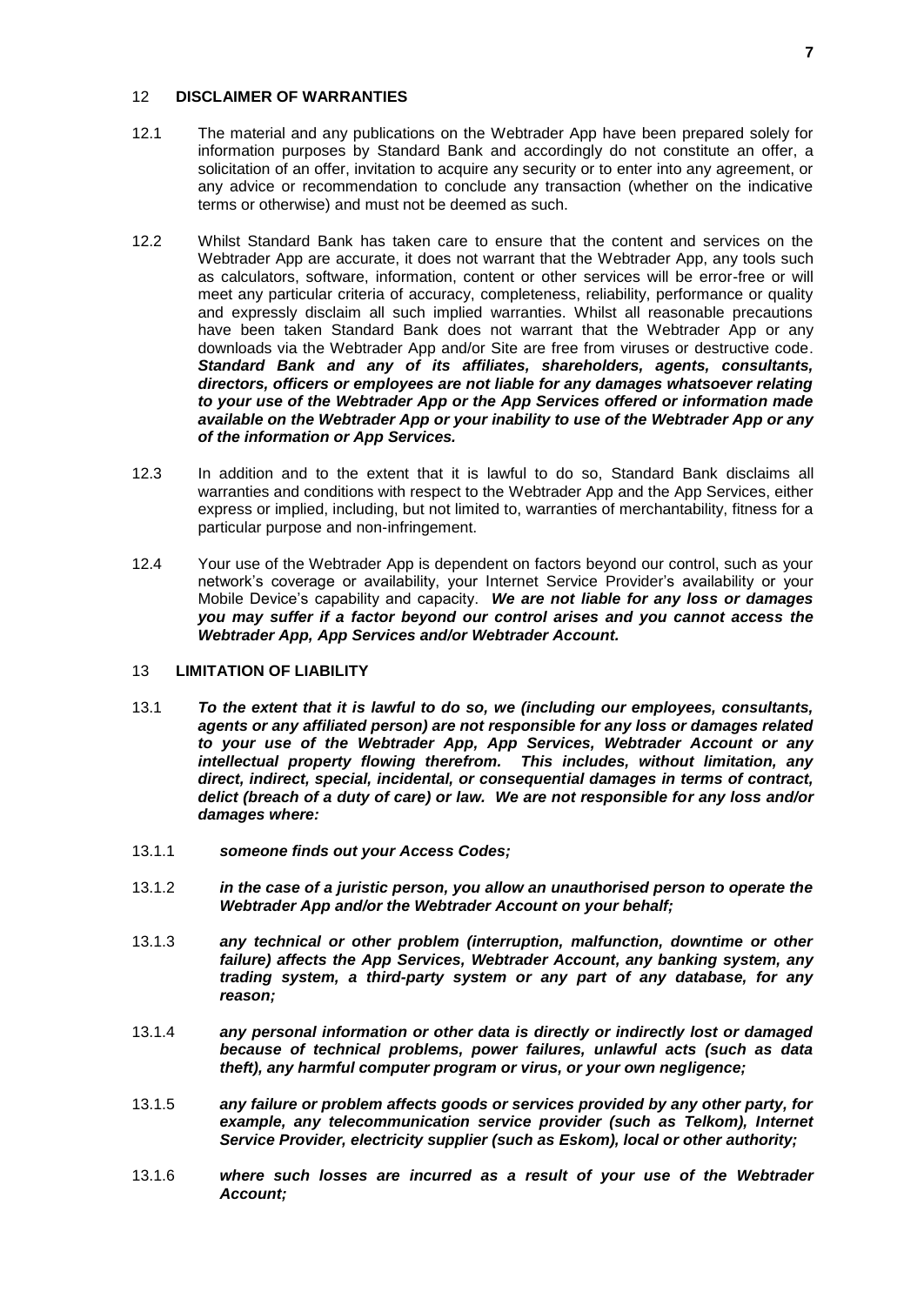## 12 DISCLAIMER OF WARRANTIES

12.1 The material and any publications on the Webtrader App have been prepared solely for information purposes by Standard Bank and accordingly do not constitute an offer, a solicitation of an offer, invitation to acquire any security or to enter into any agreement, or any advice or recommendation to conclude any transaction (whether on the indicative terms or otherwise) and must not be deemed as such.

12.2 Whilst Standard Bank has taken care to ensure that the content and services on the Webtrader App are accurate, it does not warrant that the Webtrader App, any tools such as calculators, software, information, content or other services will be error-free or will meet any particular criteria of accuracy, completeness, reliability, performance or quality and expressly disclaim all such implied warranties. Whilst all reasonable precautions have been taken Standard Bank does not warrant that the Webtrader App or any downloads via the Webtrader App and/or Site are free from viruses or destructive code. ***Standard Bank and any of its affiliates, shareholders, agents, consultants, directors, officers or employees are not liable for any damages whatsoever relating to your use of the Webtrader App or the App Services offered or information made available on the Webtrader App or your inability to use of the Webtrader App or any of the information or App Services.***

12.3 In addition and to the extent that it is lawful to do so, Standard Bank disclaims all warranties and conditions with respect to the Webtrader App and the App Services, either express or implied, including, but not limited to, warranties of merchantability, fitness for a particular purpose and non-infringement.

12.4 Your use of the Webtrader App is dependent on factors beyond our control, such as your network's coverage or availability, your Internet Service Provider's availability or your Mobile Device's capability and capacity. ***We are not liable for any loss or damages you may suffer if a factor beyond our control arises and you cannot access the Webtrader App, App Services and/or Webtrader Account.***

## 13 LIMITATION OF LIABILITY

13.1 ***To the extent that it is lawful to do so, we (including our employees, consultants, agents or any affiliated person) are not responsible for any loss or damages related to your use of the Webtrader App, App Services, Webtrader Account or any intellectual property flowing therefrom. This includes, without limitation, any direct, indirect, special, incidental, or consequential damages in terms of contract, delict (breach of a duty of care) or law. We are not responsible for any loss and/or damages where:***

13.1.1 ***someone finds out your Access Codes;***

13.1.2 ***in the case of a juristic person, you allow an unauthorised person to operate the Webtrader App and/or the Webtrader Account on your behalf;***

13.1.3 ***any technical or other problem (interruption, malfunction, downtime or other failure) affects the App Services, Webtrader Account, any banking system, any trading system, a third-party system or any part of any database, for any reason;***

13.1.4 ***any personal information or other data is directly or indirectly lost or damaged because of technical problems, power failures, unlawful acts (such as data theft), any harmful computer program or virus, or your own negligence;***

13.1.5 ***any failure or problem affects goods or services provided by any other party, for example, any telecommunication service provider (such as Telkom), Internet Service Provider, electricity supplier (such as Eskom), local or other authority;***

13.1.6 ***where such losses are incurred as a result of your use of the Webtrader Account;***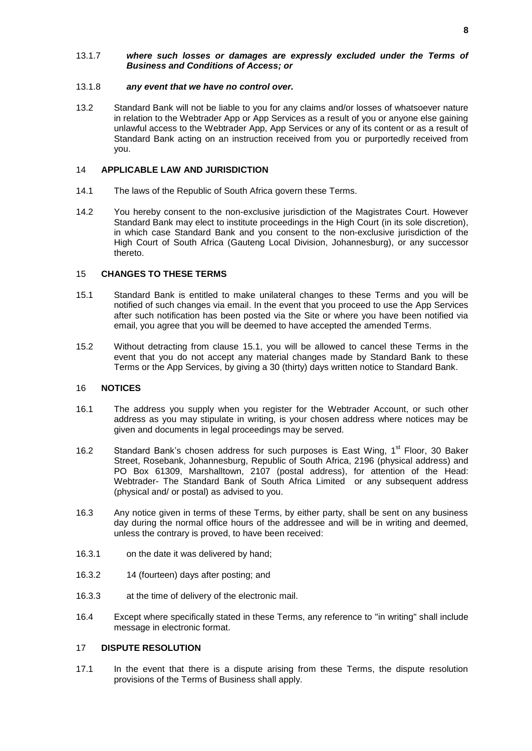13.1.7 ***where such losses or damages are expressly excluded under the Terms of Business and Conditions of Access; or***

13.1.8 ***any event that we have no control over.***

13.2 Standard Bank will not be liable to you for any claims and/or losses of whatsoever nature in relation to the Webtrader App or App Services as a result of you or anyone else gaining unlawful access to the Webtrader App, App Services or any of its content or as a result of Standard Bank acting on an instruction received from you or purportedly received from you.

## 14 APPLICABLE LAW AND JURISDICTION

14.1 The laws of the Republic of South Africa govern these Terms.

14.2 You hereby consent to the non-exclusive jurisdiction of the Magistrates Court. However Standard Bank may elect to institute proceedings in the High Court (in its sole discretion), in which case Standard Bank and you consent to the non-exclusive jurisdiction of the High Court of South Africa (Gauteng Local Division, Johannesburg), or any successor thereto.

## 15 CHANGES TO THESE TERMS

15.1 Standard Bank is entitled to make unilateral changes to these Terms and you will be notified of such changes via email. In the event that you proceed to use the App Services after such notification has been posted via the Site or where you have been notified via email, you agree that you will be deemed to have accepted the amended Terms.

15.2 Without detracting from clause 15.1, you will be allowed to cancel these Terms in the event that you do not accept any material changes made by Standard Bank to these Terms or the App Services, by giving a 30 (thirty) days written notice to Standard Bank.

## 16 NOTICES

16.1 The address you supply when you register for the Webtrader Account, or such other address as you may stipulate in writing, is your chosen address where notices may be given and documents in legal proceedings may be served.

16.2 Standard Bank's chosen address for such purposes is East Wing, 1st Floor, 30 Baker Street, Rosebank, Johannesburg, Republic of South Africa, 2196 (physical address) and PO Box 61309, Marshalltown, 2107 (postal address), for attention of the Head: Webtrader- The Standard Bank of South Africa Limited or any subsequent address (physical and/ or postal) as advised to you.

16.3 Any notice given in terms of these Terms, by either party, shall be sent on any business day during the normal office hours of the addressee and will be in writing and deemed, unless the contrary is proved, to have been received:

16.3.1 on the date it was delivered by hand;

16.3.2 14 (fourteen) days after posting; and

16.3.3 at the time of delivery of the electronic mail.

16.4 Except where specifically stated in these Terms, any reference to "in writing" shall include message in electronic format.

## 17 DISPUTE RESOLUTION

17.1 In the event that there is a dispute arising from these Terms, the dispute resolution provisions of the Terms of Business shall apply.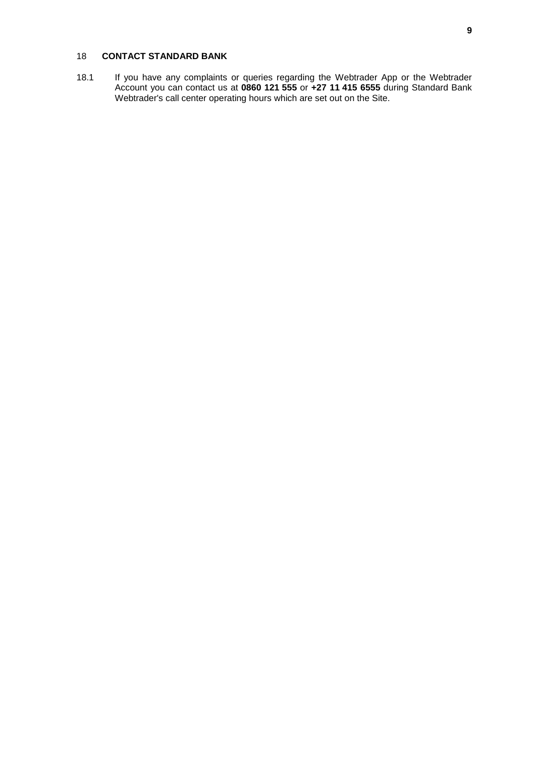## 18 CONTACT STANDARD BANK

18.1 If you have any complaints or queries regarding the Webtrader App or the Webtrader Account you can contact us at **0860 121 555** or **+27 11 415 6555** during Standard Bank Webtrader's call center operating hours which are set out on the Site.